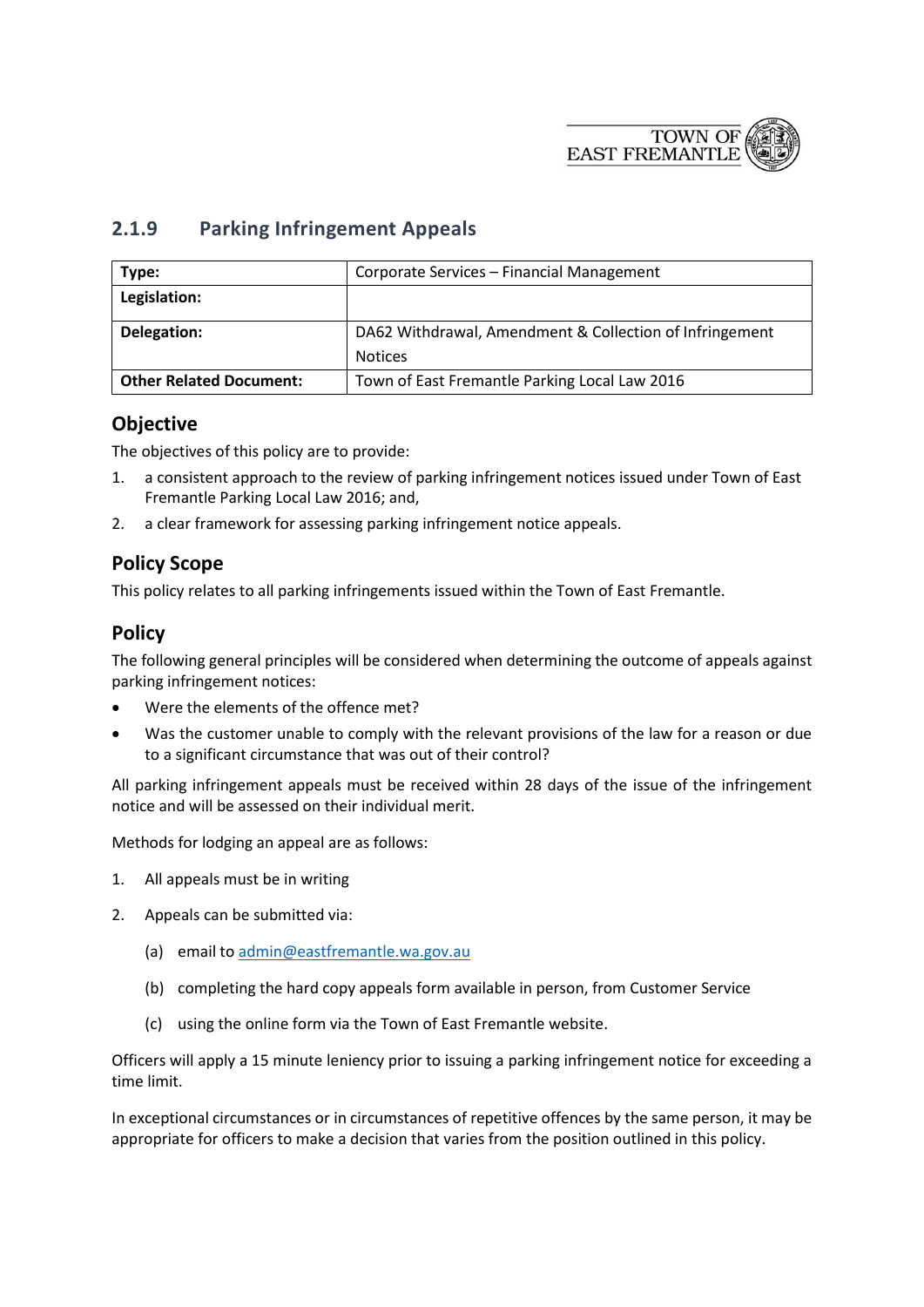## 2.1.9 Parking Infringement Appeals

| Type: | Corporate Services – Financial Management |
|---|---|
| Legislation: | |
| Delegation: | DA62 Withdrawal, Amendment & Collection of Infringement Notices |
| Other Related Document: | Town of East Fremantle Parking Local Law 2016 |

### Objective

The objectives of this policy are to provide:

1. a consistent approach to the review of parking infringement notices issued under Town of East Fremantle Parking Local Law 2016; and,
2. a clear framework for assessing parking infringement notice appeals.

### Policy Scope

This policy relates to all parking infringements issued within the Town of East Fremantle.

### Policy

The following general principles will be considered when determining the outcome of appeals against parking infringement notices:

- Were the elements of the offence met?
- Was the customer unable to comply with the relevant provisions of the law for a reason or due to a significant circumstance that was out of their control?

All parking infringement appeals must be received within 28 days of the issue of the infringement notice and will be assessed on their individual merit.

Methods for lodging an appeal are as follows:

1. All appeals must be in writing
2. Appeals can be submitted via:
   (a) email to admin@eastfremantle.wa.gov.au
   (b) completing the hard copy appeals form available in person, from Customer Service
   (c) using the online form via the Town of East Fremantle website.

Officers will apply a 15 minute leniency prior to issuing a parking infringement notice for exceeding a time limit.

In exceptional circumstances or in circumstances of repetitive offences by the same person, it may be appropriate for officers to make a decision that varies from the position outlined in this policy.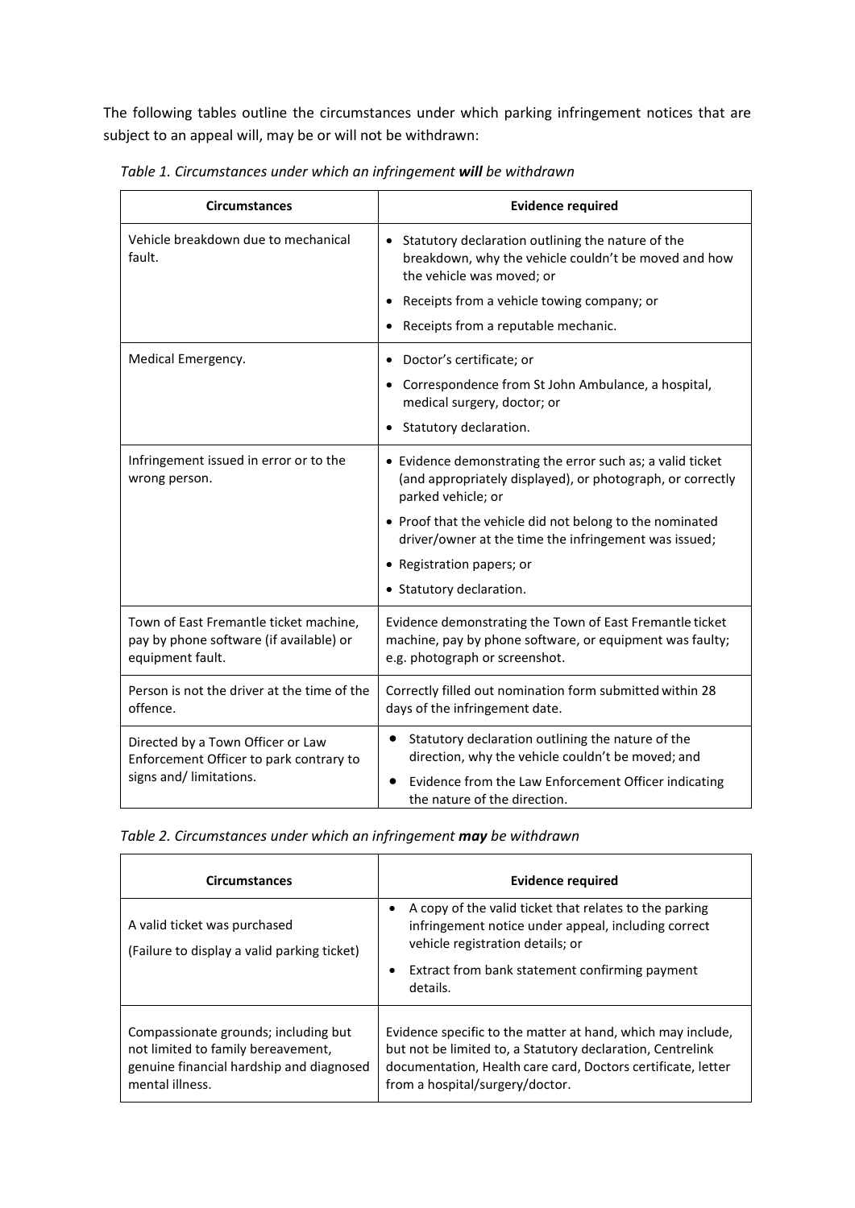The following tables outline the circumstances under which parking infringement notices that are subject to an appeal will, may be or will not be withdrawn:

*Table 1. Circumstances under which an infringement **will** be withdrawn*

| Circumstances | Evidence required |
| --- | --- |
| Vehicle breakdown due to mechanical fault. | • Statutory declaration outlining the nature of the breakdown, why the vehicle couldn't be moved and how the vehicle was moved; or<br>• Receipts from a vehicle towing company; or<br>• Receipts from a reputable mechanic. |
| Medical Emergency. | • Doctor's certificate; or<br>• Correspondence from St John Ambulance, a hospital, medical surgery, doctor; or<br>• Statutory declaration. |
| Infringement issued in error or to the wrong person. | • Evidence demonstrating the error such as; a valid ticket (and appropriately displayed), or photograph, or correctly parked vehicle; or<br>• Proof that the vehicle did not belong to the nominated driver/owner at the time the infringement was issued;<br>• Registration papers; or<br>• Statutory declaration. |
| Town of East Fremantle ticket machine, pay by phone software (if available) or equipment fault. | Evidence demonstrating the Town of East Fremantle ticket machine, pay by phone software, or equipment was faulty; e.g. photograph or screenshot. |
| Person is not the driver at the time of the offence. | Correctly filled out nomination form submitted within 28 days of the infringement date. |
| Directed by a Town Officer or Law Enforcement Officer to park contrary to signs and/ limitations. | • Statutory declaration outlining the nature of the direction, why the vehicle couldn't be moved; and<br>• Evidence from the Law Enforcement Officer indicating the nature of the direction. |

*Table 2. Circumstances under which an infringement **may** be withdrawn*

| Circumstances | Evidence required |
| --- | --- |
| A valid ticket was purchased<br>(Failure to display a valid parking ticket) | • A copy of the valid ticket that relates to the parking infringement notice under appeal, including correct vehicle registration details; or<br>• Extract from bank statement confirming payment details. |
| Compassionate grounds; including but not limited to family bereavement, genuine financial hardship and diagnosed mental illness. | Evidence specific to the matter at hand, which may include, but not be limited to, a Statutory declaration, Centrelink documentation, Health care card, Doctors certificate, letter from a hospital/surgery/doctor. |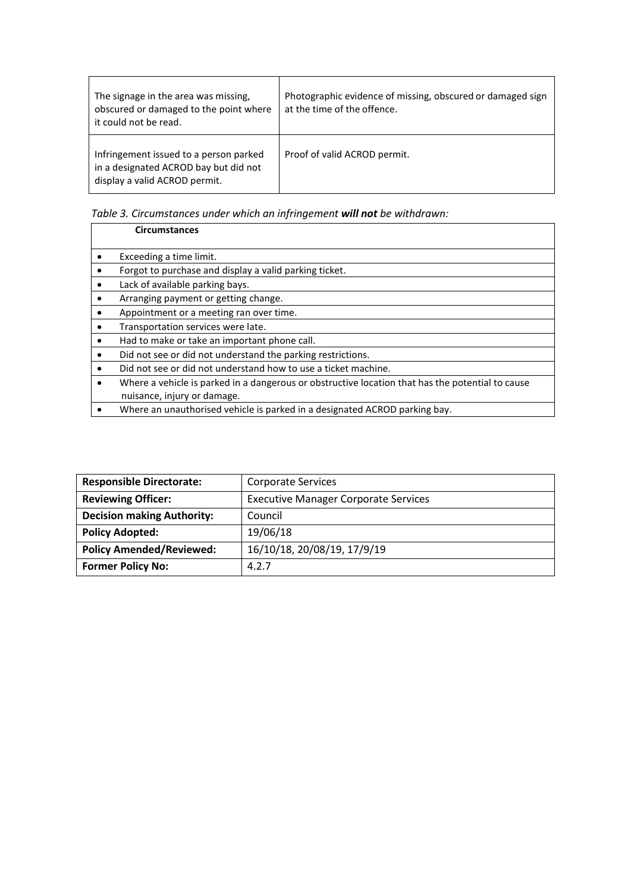| | |
|---|---|
| The signage in the area was missing, obscured or damaged to the point where it could not be read. | Photographic evidence of missing, obscured or damaged sign at the time of the offence. |
| Infringement issued to a person parked in a designated ACROD bay but did not display a valid ACROD permit. | Proof of valid ACROD permit. |

*Table 3. Circumstances under which an infringement **will not** be withdrawn:*

| **Circumstances** |
|---|
| • Exceeding a time limit. |
| • Forgot to purchase and display a valid parking ticket. |
| • Lack of available parking bays. |
| • Arranging payment or getting change. |
| • Appointment or a meeting ran over time. |
| • Transportation services were late. |
| • Had to make or take an important phone call. |
| • Did not see or did not understand the parking restrictions. |
| • Did not see or did not understand how to use a ticket machine. |
| • Where a vehicle is parked in a dangerous or obstructive location that has the potential to cause nuisance, injury or damage. |
| • Where an unauthorised vehicle is parked in a designated ACROD parking bay. |

| | |
|---|---|
| **Responsible Directorate:** | Corporate Services |
| **Reviewing Officer:** | Executive Manager Corporate Services |
| **Decision making Authority:** | Council |
| **Policy Adopted:** | 19/06/18 |
| **Policy Amended/Reviewed:** | 16/10/18, 20/08/19, 17/9/19 |
| **Former Policy No:** | 4.2.7 |